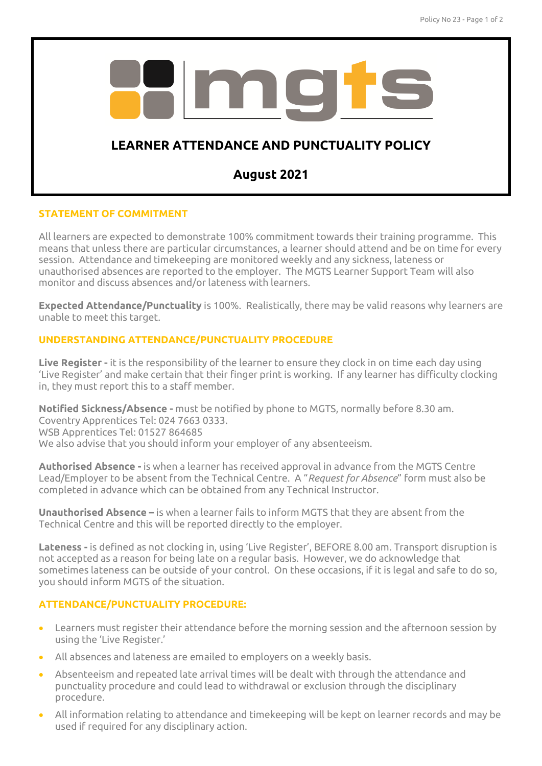# LEARNER ATTENDANCE AND PUNCTUALITY POLICY

**August 2021**

## STATEMENT OF COMMITMENT

All learners are expected to demonstrate 100% commitment towards their training programme. This means that unless there are particular circumstances, a learner should attend and be on time for every session. Attendance and timekeeping are monitored weekly and any sickness, lateness or unauthorised absences are reported to the employer. The MGTS Learner Support Team will also monitor and discuss absences and/or lateness with learners.

**Expected Attendance/Punctuality** is 100%. Realistically, there may be valid reasons why learners are unable to meet this target.

## UNDERSTANDING ATTENDANCE/PUNCTUALITY PROCEDURE

**Live Register -** it is the responsibility of the learner to ensure they clock in on time each day using 'Live Register' and make certain that their finger print is working. If any learner has difficulty clocking in, they must report this to a staff member.

**Notified Sickness/Absence -** must be notified by phone to MGTS, normally before 8.30 am.
Coventry Apprentices Tel: 024 7663 0333.
WSB Apprentices Tel: 01527 864685
We also advise that you should inform your employer of any absenteeism.

**Authorised Absence -** is when a learner has received approval in advance from the MGTS Centre Lead/Employer to be absent from the Technical Centre. A "*Request for Absence*" form must also be completed in advance which can be obtained from any Technical Instructor.

**Unauthorised Absence –** is when a learner fails to inform MGTS that they are absent from the Technical Centre and this will be reported directly to the employer.

**Lateness -** is defined as not clocking in, using 'Live Register', BEFORE 8.00 am. Transport disruption is not accepted as a reason for being late on a regular basis. However, we do acknowledge that sometimes lateness can be outside of your control. On these occasions, if it is legal and safe to do so, you should inform MGTS of the situation.

## ATTENDANCE/PUNCTUALITY PROCEDURE:

- Learners must register their attendance before the morning session and the afternoon session by using the 'Live Register.'
- All absences and lateness are emailed to employers on a weekly basis.
- Absenteeism and repeated late arrival times will be dealt with through the attendance and punctuality procedure and could lead to withdrawal or exclusion through the disciplinary procedure.
- All information relating to attendance and timekeeping will be kept on learner records and may be used if required for any disciplinary action.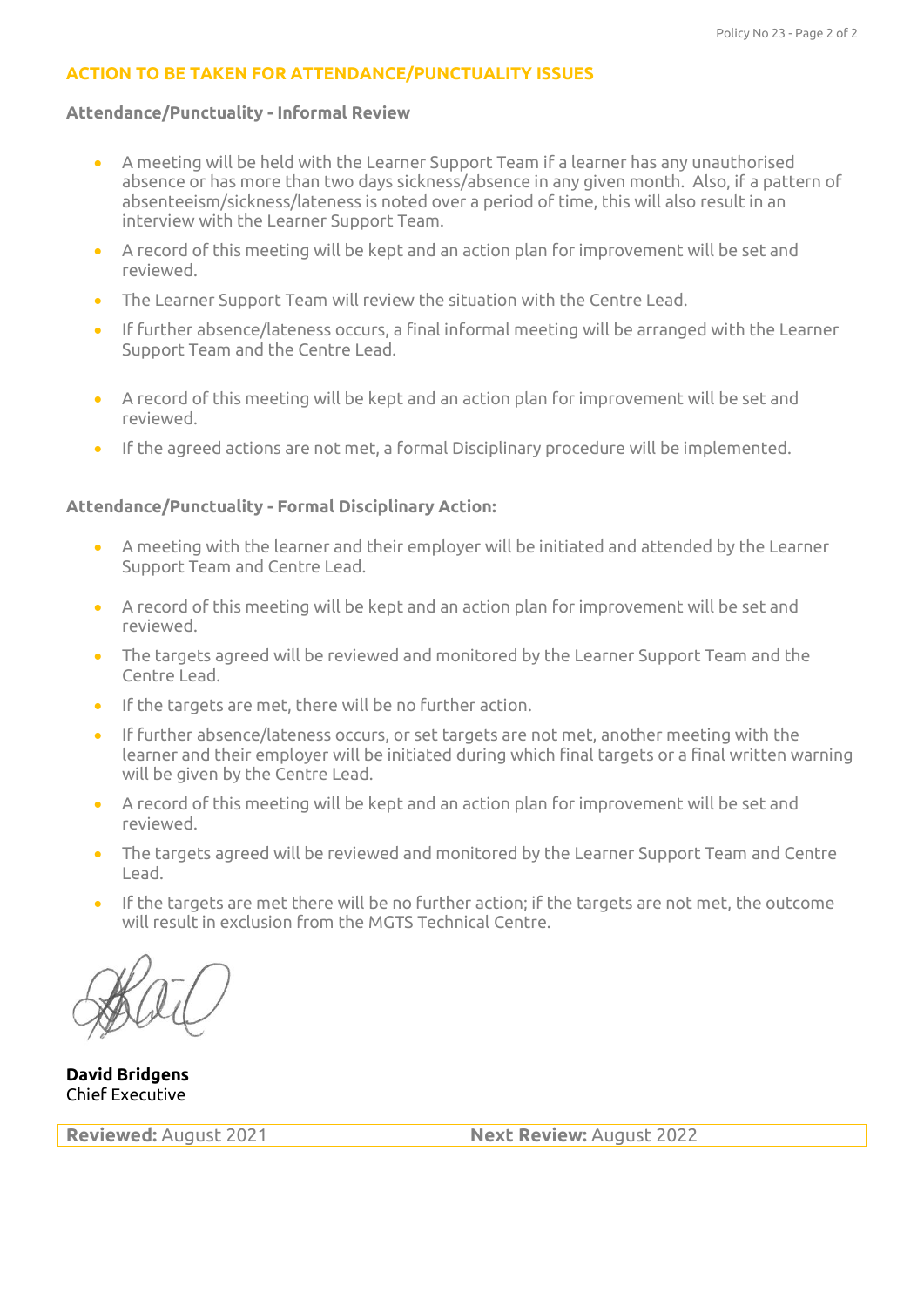## ACTION TO BE TAKEN FOR ATTENDANCE/PUNCTUALITY ISSUES

### Attendance/Punctuality - Informal Review

- A meeting will be held with the Learner Support Team if a learner has any unauthorised absence or has more than two days sickness/absence in any given month. Also, if a pattern of absenteeism/sickness/lateness is noted over a period of time, this will also result in an interview with the Learner Support Team.
- A record of this meeting will be kept and an action plan for improvement will be set and reviewed.
- The Learner Support Team will review the situation with the Centre Lead.
- If further absence/lateness occurs, a final informal meeting will be arranged with the Learner Support Team and the Centre Lead.
- A record of this meeting will be kept and an action plan for improvement will be set and reviewed.
- If the agreed actions are not met, a formal Disciplinary procedure will be implemented.

### Attendance/Punctuality - Formal Disciplinary Action:

- A meeting with the learner and their employer will be initiated and attended by the Learner Support Team and Centre Lead.
- A record of this meeting will be kept and an action plan for improvement will be set and reviewed.
- The targets agreed will be reviewed and monitored by the Learner Support Team and the Centre Lead.
- If the targets are met, there will be no further action.
- If further absence/lateness occurs, or set targets are not met, another meeting with the learner and their employer will be initiated during which final targets or a final written warning will be given by the Centre Lead.
- A record of this meeting will be kept and an action plan for improvement will be set and reviewed.
- The targets agreed will be reviewed and monitored by the Learner Support Team and Centre Lead.
- If the targets are met there will be no further action; if the targets are not met, the outcome will result in exclusion from the MGTS Technical Centre.

**David Bridgens**
Chief Executive

| | |
|---|---|
| **Reviewed:** August 2021 | **Next Review:** August 2022 |